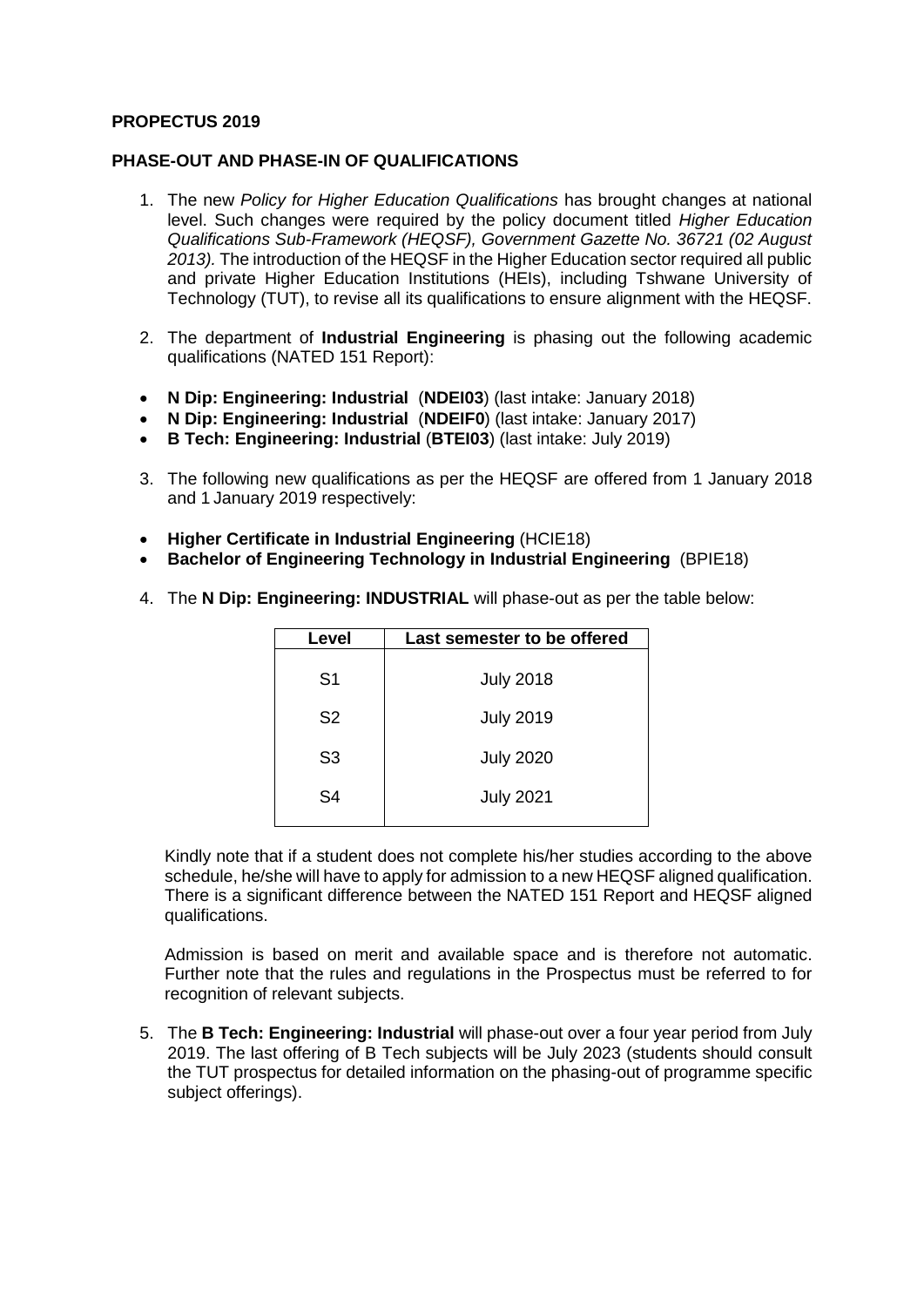**PROPECTUS 2019**

**PHASE-OUT AND PHASE-IN OF QUALIFICATIONS**

1. The new *Policy for Higher Education Qualifications* has brought changes at national level. Such changes were required by the policy document titled *Higher Education Qualifications Sub-Framework (HEQSF), Government Gazette No. 36721 (02 August 2013).* The introduction of the HEQSF in the Higher Education sector required all public and private Higher Education Institutions (HEIs), including Tshwane University of Technology (TUT), to revise all its qualifications to ensure alignment with the HEQSF.

2. The department of **Industrial Engineering** is phasing out the following academic qualifications (NATED 151 Report):

- **N Dip: Engineering: Industrial** (**NDEI03**) (last intake: January 2018)
- **N Dip: Engineering: Industrial** (**NDEIF0**) (last intake: January 2017)
- **B Tech: Engineering: Industrial** (**BTEI03**) (last intake: July 2019)

3. The following new qualifications as per the HEQSF are offered from 1 January 2018 and 1 January 2019 respectively:

- **Higher Certificate in Industrial Engineering** (HCIE18)
- **Bachelor of Engineering Technology in Industrial Engineering** (BPIE18)

4. The **N Dip: Engineering: INDUSTRIAL** will phase-out as per the table below:

| Level | Last semester to be offered |
|---|---|
| S1 | July 2018 |
| S2 | July 2019 |
| S3 | July 2020 |
| S4 | July 2021 |

Kindly note that if a student does not complete his/her studies according to the above schedule, he/she will have to apply for admission to a new HEQSF aligned qualification. There is a significant difference between the NATED 151 Report and HEQSF aligned qualifications.

Admission is based on merit and available space and is therefore not automatic. Further note that the rules and regulations in the Prospectus must be referred to for recognition of relevant subjects.

5. The **B Tech: Engineering: Industrial** will phase-out over a four year period from July 2019. The last offering of B Tech subjects will be July 2023 (students should consult the TUT prospectus for detailed information on the phasing-out of programme specific subject offerings).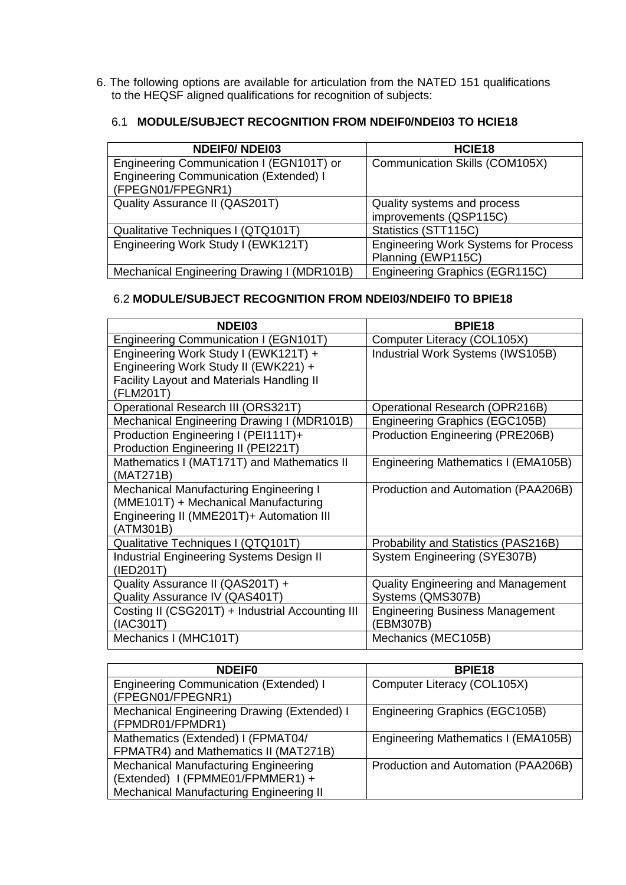6. The following options are available for articulation from the NATED 151 qualifications to the HEQSF aligned qualifications for recognition of subjects:

### 6.1 MODULE/SUBJECT RECOGNITION FROM NDEIF0/NDEI03 TO HCIE18

| NDEIF0/ NDEI03 | HCIE18 |
|---|---|
| Engineering Communication I (EGN101T) or Engineering Communication (Extended) I (FPEGN01/FPEGNR1) | Communication Skills (COM105X) |
| Quality Assurance II (QAS201T) | Quality systems and process improvements (QSP115C) |
| Qualitative Techniques I (QTQ101T) | Statistics (STT115C) |
| Engineering Work Study I (EWK121T) | Engineering Work Systems for Process Planning (EWP115C) |
| Mechanical Engineering Drawing I (MDR101B) | Engineering Graphics (EGR115C) |

### 6.2 MODULE/SUBJECT RECOGNITION FROM NDEI03/NDEIF0 TO BPIE18

| NDEI03 | BPIE18 |
|---|---|
| Engineering Communication I (EGN101T) | Computer Literacy (COL105X) |
| Engineering Work Study I (EWK121T) + Engineering Work Study II (EWK221) + Facility Layout and Materials Handling II (FLM201T) | Industrial Work Systems (IWS105B) |
| Operational Research III (ORS321T) | Operational Research (OPR216B) |
| Mechanical Engineering Drawing I (MDR101B) | Engineering Graphics (EGC105B) |
| Production Engineering I (PEI111T)+ Production Engineering II (PEI221T) | Production Engineering (PRE206B) |
| Mathematics I (MAT171T) and Mathematics II (MAT271B) | Engineering Mathematics I (EMA105B) |
| Mechanical Manufacturing Engineering I (MME101T) + Mechanical Manufacturing Engineering II (MME201T)+ Automation III (ATM301B) | Production and Automation (PAA206B) |
| Qualitative Techniques I (QTQ101T) | Probability and Statistics (PAS216B) |
| Industrial Engineering Systems Design II (IED201T) | System Engineering (SYE307B) |
| Quality Assurance II (QAS201T) + Quality Assurance IV (QAS401T) | Quality Engineering and Management Systems (QMS307B) |
| Costing II (CSG201T) + Industrial Accounting III (IAC301T) | Engineering Business Management (EBM307B) |
| Mechanics I (MHC101T) | Mechanics (MEC105B) |

| NDEIF0 | BPIE18 |
|---|---|
| Engineering Communication (Extended) I (FPEGN01/FPEGNR1) | Computer Literacy (COL105X) |
| Mechanical Engineering Drawing (Extended) I (FPMDR01/FPMDR1) | Engineering Graphics (EGC105B) |
| Mathematics (Extended) I (FPMAT04/ FPMATR4) and Mathematics II (MAT271B) | Engineering Mathematics I (EMA105B) |
| Mechanical Manufacturing Engineering (Extended) I (FPMME01/FPMMER1) + Mechanical Manufacturing Engineering II | Production and Automation (PAA206B) |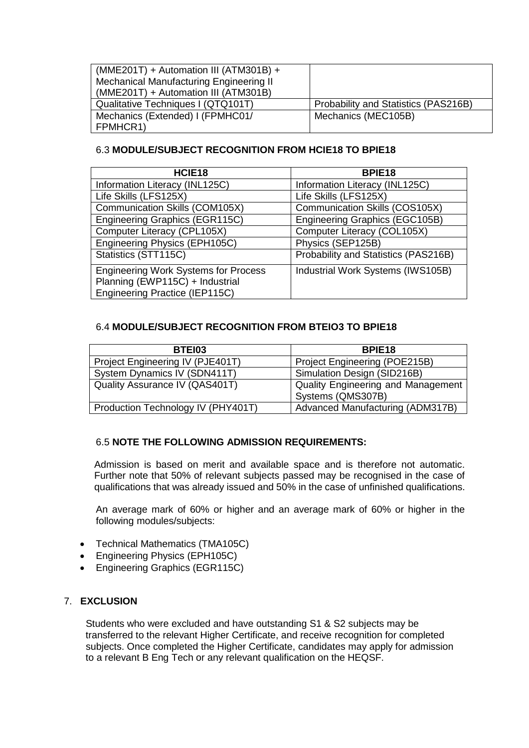| | |
|---|---|
| (MME201T) + Automation III (ATM301B) + Mechanical Manufacturing Engineering II (MME201T) + Automation III (ATM301B) | |
| Qualitative Techniques I (QTQ101T) | Probability and Statistics (PAS216B) |
| Mechanics (Extended) I (FPMHC01/ FPMHCR1) | Mechanics (MEC105B) |

### 6.3 **MODULE/SUBJECT RECOGNITION FROM HCIE18 TO BPIE18**

| HCIE18 | BPIE18 |
|---|---|
| Information Literacy (INL125C) | Information Literacy (INL125C) |
| Life Skills (LFS125X) | Life Skills (LFS125X) |
| Communication Skills (COM105X) | Communication Skills (COS105X) |
| Engineering Graphics (EGR115C) | Engineering Graphics (EGC105B) |
| Computer Literacy (CPL105X) | Computer Literacy (COL105X) |
| Engineering Physics (EPH105C) | Physics (SEP125B) |
| Statistics (STT115C) | Probability and Statistics (PAS216B) |
| Engineering Work Systems for Process Planning (EWP115C) + Industrial Engineering Practice (IEP115C) | Industrial Work Systems (IWS105B) |

### 6.4 **MODULE/SUBJECT RECOGNITION FROM BTEIO3 TO BPIE18**

| BTEI03 | BPIE18 |
|---|---|
| Project Engineering IV (PJE401T) | Project Engineering (POE215B) |
| System Dynamics IV (SDN411T) | Simulation Design (SID216B) |
| Quality Assurance IV (QAS401T) | Quality Engineering and Management Systems (QMS307B) |
| Production Technology IV (PHY401T) | Advanced Manufacturing (ADM317B) |

### 6.5 **NOTE THE FOLLOWING ADMISSION REQUIREMENTS:**

Admission is based on merit and available space and is therefore not automatic. Further note that 50% of relevant subjects passed may be recognised in the case of qualifications that was already issued and 50% in the case of unfinished qualifications.

An average mark of 60% or higher and an average mark of 60% or higher in the following modules/subjects:

- Technical Mathematics (TMA105C)
- Engineering Physics (EPH105C)
- Engineering Graphics (EGR115C)

## 7. **EXCLUSION**

Students who were excluded and have outstanding S1 & S2 subjects may be transferred to the relevant Higher Certificate, and receive recognition for completed subjects. Once completed the Higher Certificate, candidates may apply for admission to a relevant B Eng Tech or any relevant qualification on the HEQSF.